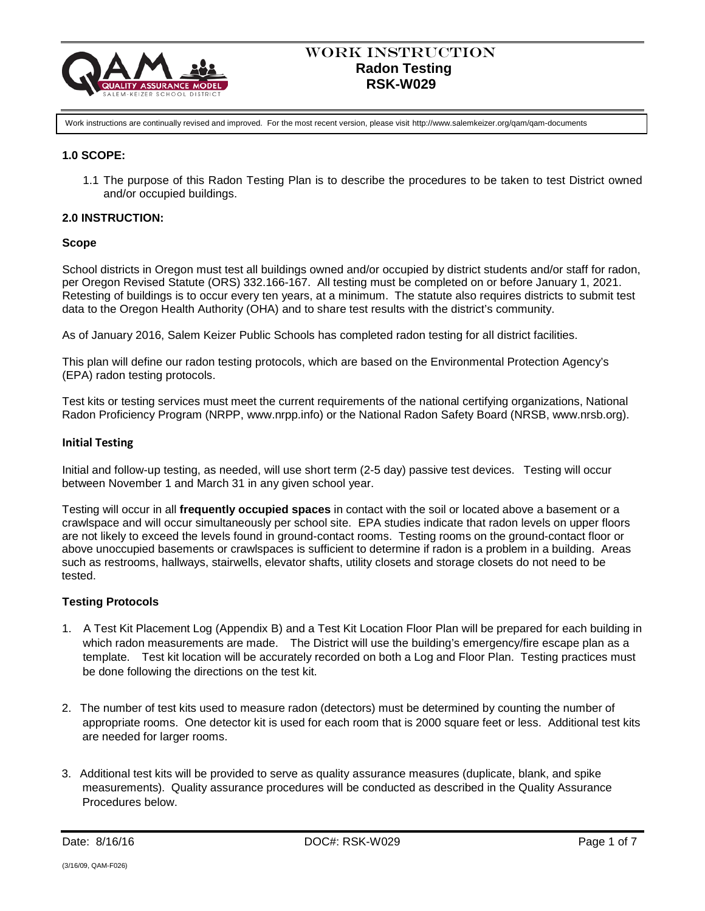# WORK INSTRUCTION
## Radon Testing
## RSK-W029

Work instructions are continually revised and improved. For the most recent version, please visit http://www.salemkeizer.org/qam/qam-documents

### 1.0 SCOPE:

1.1 The purpose of this Radon Testing Plan is to describe the procedures to be taken to test District owned and/or occupied buildings.

### 2.0 INSTRUCTION:

**Scope**

School districts in Oregon must test all buildings owned and/or occupied by district students and/or staff for radon, per Oregon Revised Statute (ORS) 332.166-167. All testing must be completed on or before January 1, 2021. Retesting of buildings is to occur every ten years, at a minimum. The statute also requires districts to submit test data to the Oregon Health Authority (OHA) and to share test results with the district's community.

As of January 2016, Salem Keizer Public Schools has completed radon testing for all district facilities.

This plan will define our radon testing protocols, which are based on the Environmental Protection Agency's (EPA) radon testing protocols.

Test kits or testing services must meet the current requirements of the national certifying organizations, National Radon Proficiency Program (NRPP, www.nrpp.info) or the National Radon Safety Board (NRSB, www.nrsb.org).

**Initial Testing**

Initial and follow-up testing, as needed, will use short term (2-5 day) passive test devices. Testing will occur between November 1 and March 31 in any given school year.

Testing will occur in all **frequently occupied spaces** in contact with the soil or located above a basement or a crawlspace and will occur simultaneously per school site. EPA studies indicate that radon levels on upper floors are not likely to exceed the levels found in ground-contact rooms. Testing rooms on the ground-contact floor or above unoccupied basements or crawlspaces is sufficient to determine if radon is a problem in a building. Areas such as restrooms, hallways, stairwells, elevator shafts, utility closets and storage closets do not need to be tested.

**Testing Protocols**

1. A Test Kit Placement Log (Appendix B) and a Test Kit Location Floor Plan will be prepared for each building in which radon measurements are made. The District will use the building's emergency/fire escape plan as a template. Test kit location will be accurately recorded on both a Log and Floor Plan. Testing practices must be done following the directions on the test kit.

2. The number of test kits used to measure radon (detectors) must be determined by counting the number of appropriate rooms. One detector kit is used for each room that is 2000 square feet or less. Additional test kits are needed for larger rooms.

3. Additional test kits will be provided to serve as quality assurance measures (duplicate, blank, and spike measurements). Quality assurance procedures will be conducted as described in the Quality Assurance Procedures below.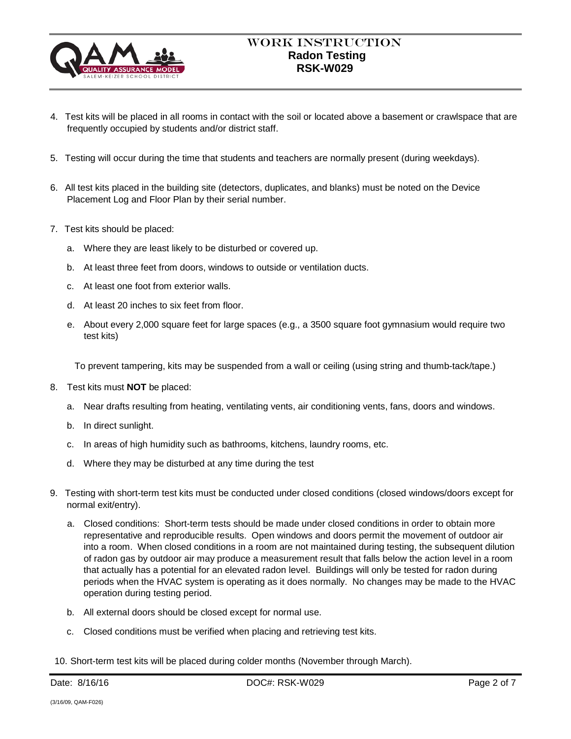4. Test kits will be placed in all rooms in contact with the soil or located above a basement or crawlspace that are frequently occupied by students and/or district staff.

5. Testing will occur during the time that students and teachers are normally present (during weekdays).

6. All test kits placed in the building site (detectors, duplicates, and blanks) must be noted on the Device Placement Log and Floor Plan by their serial number.

7. Test kits should be placed:

   a. Where they are least likely to be disturbed or covered up.

   b. At least three feet from doors, windows to outside or ventilation ducts.

   c. At least one foot from exterior walls.

   d. At least 20 inches to six feet from floor.

   e. About every 2,000 square feet for large spaces (e.g., a 3500 square foot gymnasium would require two test kits)

   To prevent tampering, kits may be suspended from a wall or ceiling (using string and thumb-tack/tape.)

8. Test kits must **NOT** be placed:

   a. Near drafts resulting from heating, ventilating vents, air conditioning vents, fans, doors and windows.

   b. In direct sunlight.

   c. In areas of high humidity such as bathrooms, kitchens, laundry rooms, etc.

   d. Where they may be disturbed at any time during the test

9. Testing with short-term test kits must be conducted under closed conditions (closed windows/doors except for normal exit/entry).

   a. Closed conditions: Short-term tests should be made under closed conditions in order to obtain more representative and reproducible results. Open windows and doors permit the movement of outdoor air into a room. When closed conditions in a room are not maintained during testing, the subsequent dilution of radon gas by outdoor air may produce a measurement result that falls below the action level in a room that actually has a potential for an elevated radon level. Buildings will only be tested for radon during periods when the HVAC system is operating as it does normally. No changes may be made to the HVAC operation during testing period.

   b. All external doors should be closed except for normal use.

   c. Closed conditions must be verified when placing and retrieving test kits.

10. Short-term test kits will be placed during colder months (November through March).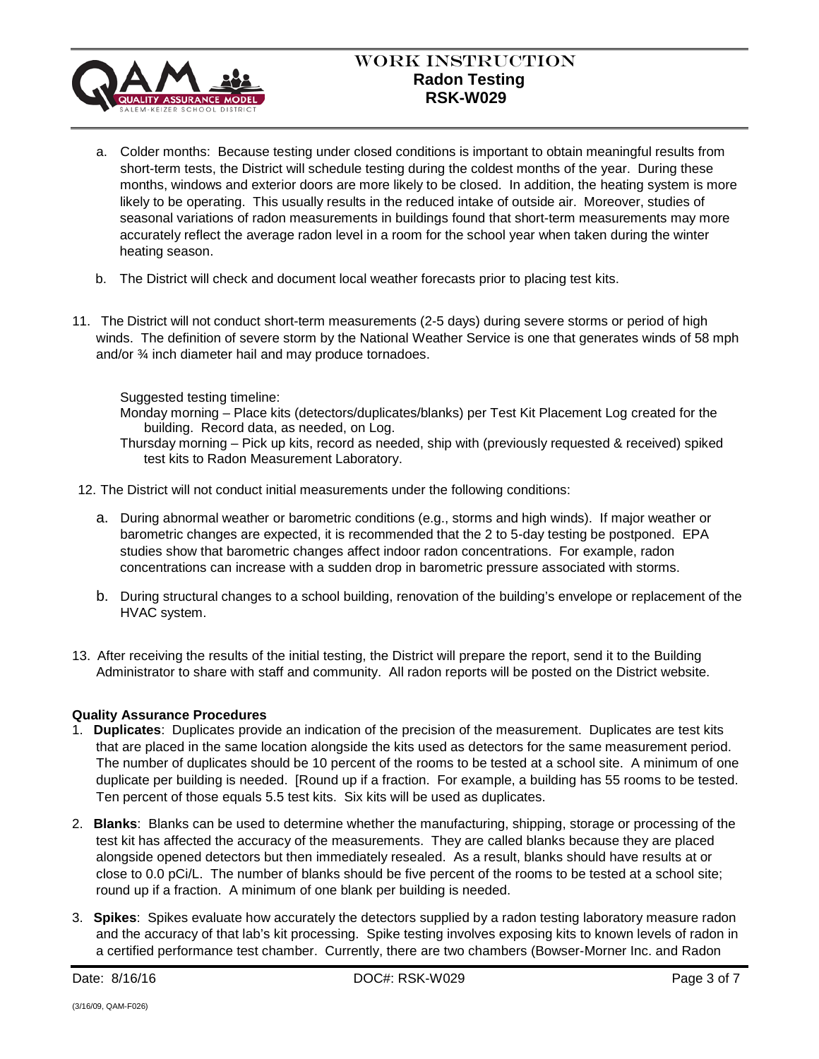a. Colder months: Because testing under closed conditions is important to obtain meaningful results from short-term tests, the District will schedule testing during the coldest months of the year. During these months, windows and exterior doors are more likely to be closed. In addition, the heating system is more likely to be operating. This usually results in the reduced intake of outside air. Moreover, studies of seasonal variations of radon measurements in buildings found that short-term measurements may more accurately reflect the average radon level in a room for the school year when taken during the winter heating season.

b. The District will check and document local weather forecasts prior to placing test kits.

11. The District will not conduct short-term measurements (2-5 days) during severe storms or period of high winds. The definition of severe storm by the National Weather Service is one that generates winds of 58 mph and/or ¾ inch diameter hail and may produce tornadoes.

Suggested testing timeline:
Monday morning – Place kits (detectors/duplicates/blanks) per Test Kit Placement Log created for the building. Record data, as needed, on Log.
Thursday morning – Pick up kits, record as needed, ship with (previously requested & received) spiked test kits to Radon Measurement Laboratory.

12. The District will not conduct initial measurements under the following conditions:

a. During abnormal weather or barometric conditions (e.g., storms and high winds). If major weather or barometric changes are expected, it is recommended that the 2 to 5-day testing be postponed. EPA studies show that barometric changes affect indoor radon concentrations. For example, radon concentrations can increase with a sudden drop in barometric pressure associated with storms.

b. During structural changes to a school building, renovation of the building's envelope or replacement of the HVAC system.

13. After receiving the results of the initial testing, the District will prepare the report, send it to the Building Administrator to share with staff and community. All radon reports will be posted on the District website.

**Quality Assurance Procedures**

1. **Duplicates**: Duplicates provide an indication of the precision of the measurement. Duplicates are test kits that are placed in the same location alongside the kits used as detectors for the same measurement period. The number of duplicates should be 10 percent of the rooms to be tested at a school site. A minimum of one duplicate per building is needed. [Round up if a fraction. For example, a building has 55 rooms to be tested. Ten percent of those equals 5.5 test kits. Six kits will be used as duplicates.

2. **Blanks**: Blanks can be used to determine whether the manufacturing, shipping, storage or processing of the test kit has affected the accuracy of the measurements. They are called blanks because they are placed alongside opened detectors but then immediately resealed. As a result, blanks should have results at or close to 0.0 pCi/L. The number of blanks should be five percent of the rooms to be tested at a school site; round up if a fraction. A minimum of one blank per building is needed.

3. **Spikes**: Spikes evaluate how accurately the detectors supplied by a radon testing laboratory measure radon and the accuracy of that lab's kit processing. Spike testing involves exposing kits to known levels of radon in a certified performance test chamber. Currently, there are two chambers (Bowser-Morner Inc. and Radon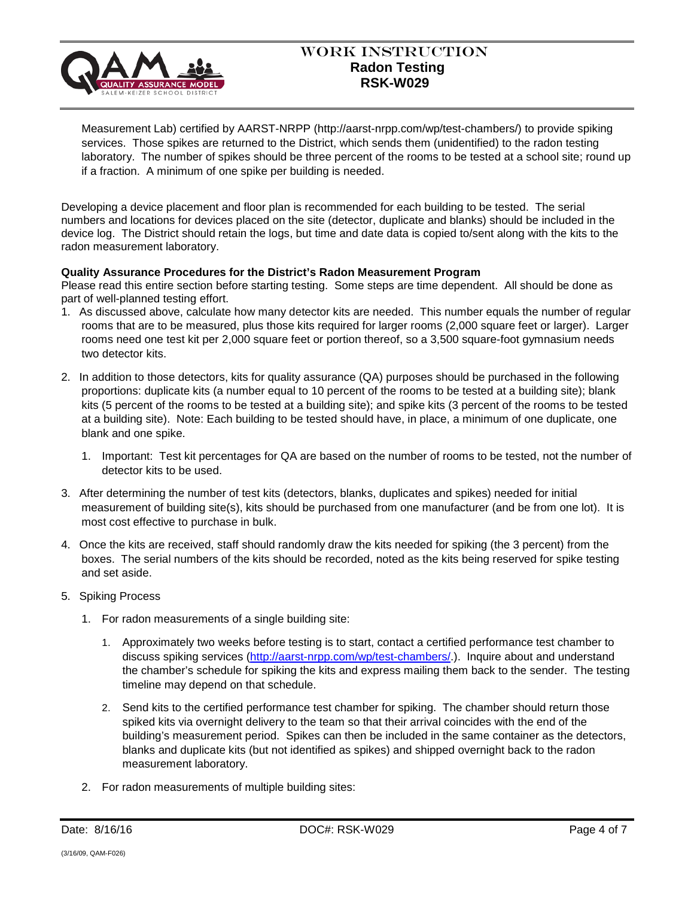Measurement Lab) certified by AARST-NRPP (http://aarst-nrpp.com/wp/test-chambers/) to provide spiking services. Those spikes are returned to the District, which sends them (unidentified) to the radon testing laboratory. The number of spikes should be three percent of the rooms to be tested at a school site; round up if a fraction. A minimum of one spike per building is needed.

Developing a device placement and floor plan is recommended for each building to be tested. The serial numbers and locations for devices placed on the site (detector, duplicate and blanks) should be included in the device log. The District should retain the logs, but time and date data is copied to/sent along with the kits to the radon measurement laboratory.

**Quality Assurance Procedures for the District's Radon Measurement Program**

Please read this entire section before starting testing. Some steps are time dependent. All should be done as part of well-planned testing effort.

1. As discussed above, calculate how many detector kits are needed. This number equals the number of regular rooms that are to be measured, plus those kits required for larger rooms (2,000 square feet or larger). Larger rooms need one test kit per 2,000 square feet or portion thereof, so a 3,500 square-foot gymnasium needs two detector kits.

2. In addition to those detectors, kits for quality assurance (QA) purposes should be purchased in the following proportions: duplicate kits (a number equal to 10 percent of the rooms to be tested at a building site); blank kits (5 percent of the rooms to be tested at a building site); and spike kits (3 percent of the rooms to be tested at a building site). Note: Each building to be tested should have, in place, a minimum of one duplicate, one blank and one spike.

   1. Important: Test kit percentages for QA are based on the number of rooms to be tested, not the number of detector kits to be used.

3. After determining the number of test kits (detectors, blanks, duplicates and spikes) needed for initial measurement of building site(s), kits should be purchased from one manufacturer (and be from one lot). It is most cost effective to purchase in bulk.

4. Once the kits are received, staff should randomly draw the kits needed for spiking (the 3 percent) from the boxes. The serial numbers of the kits should be recorded, noted as the kits being reserved for spike testing and set aside.

5. Spiking Process

   1. For radon measurements of a single building site:

      1. Approximately two weeks before testing is to start, contact a certified performance test chamber to discuss spiking services (http://aarst-nrpp.com/wp/test-chambers/.). Inquire about and understand the chamber's schedule for spiking the kits and express mailing them back to the sender. The testing timeline may depend on that schedule.

      2. Send kits to the certified performance test chamber for spiking. The chamber should return those spiked kits via overnight delivery to the team so that their arrival coincides with the end of the building's measurement period. Spikes can then be included in the same container as the detectors, blanks and duplicate kits (but not identified as spikes) and shipped overnight back to the radon measurement laboratory.

   2. For radon measurements of multiple building sites: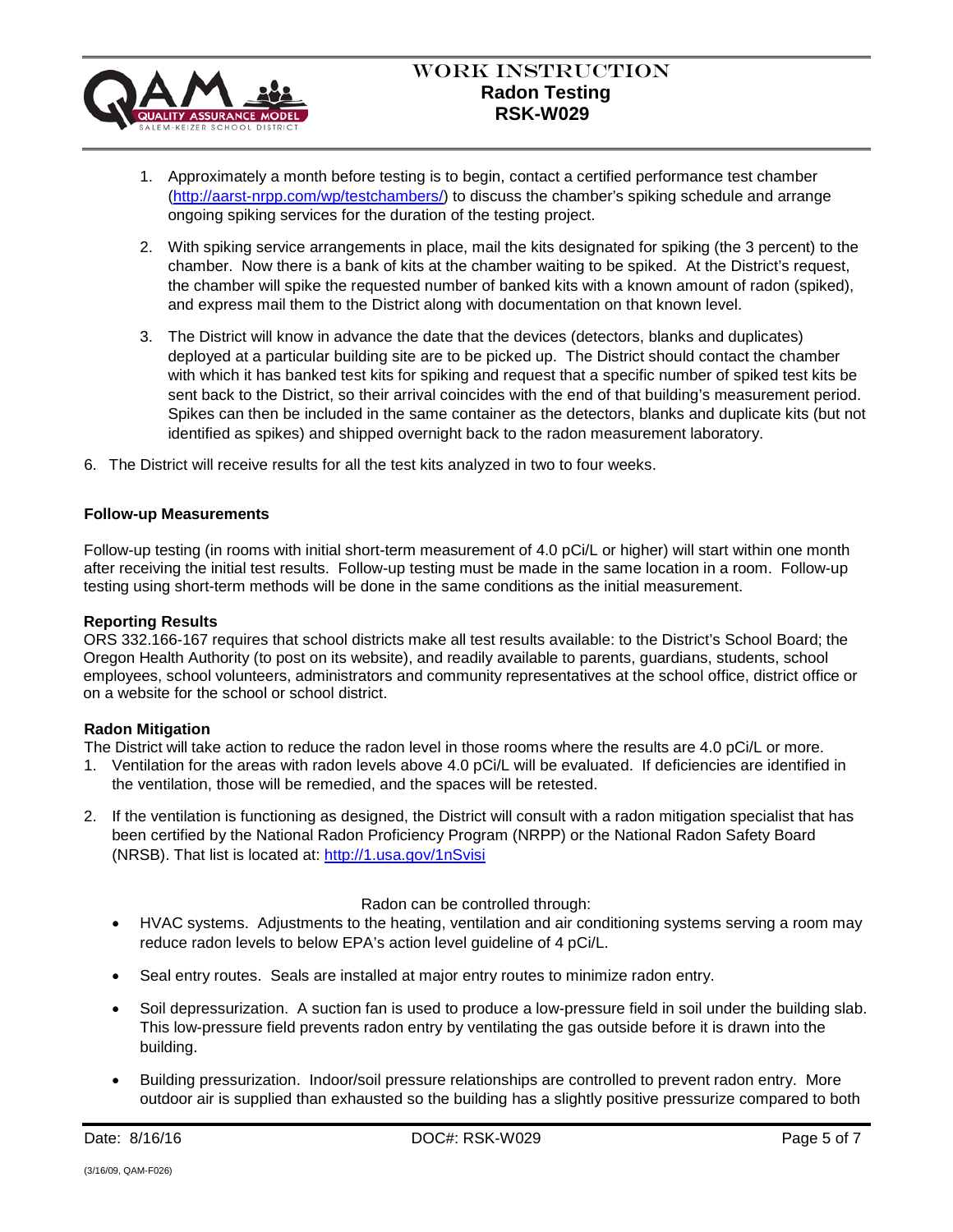1. Approximately a month before testing is to begin, contact a certified performance test chamber (http://aarst-nrpp.com/wp/testchambers/) to discuss the chamber's spiking schedule and arrange ongoing spiking services for the duration of the testing project.

2. With spiking service arrangements in place, mail the kits designated for spiking (the 3 percent) to the chamber. Now there is a bank of kits at the chamber waiting to be spiked. At the District's request, the chamber will spike the requested number of banked kits with a known amount of radon (spiked), and express mail them to the District along with documentation on that known level.

3. The District will know in advance the date that the devices (detectors, blanks and duplicates) deployed at a particular building site are to be picked up. The District should contact the chamber with which it has banked test kits for spiking and request that a specific number of spiked test kits be sent back to the District, so their arrival coincides with the end of that building's measurement period. Spikes can then be included in the same container as the detectors, blanks and duplicate kits (but not identified as spikes) and shipped overnight back to the radon measurement laboratory.

6. The District will receive results for all the test kits analyzed in two to four weeks.

**Follow-up Measurements**

Follow-up testing (in rooms with initial short-term measurement of 4.0 pCi/L or higher) will start within one month after receiving the initial test results. Follow-up testing must be made in the same location in a room. Follow-up testing using short-term methods will be done in the same conditions as the initial measurement.

**Reporting Results**

ORS 332.166-167 requires that school districts make all test results available: to the District's School Board; the Oregon Health Authority (to post on its website), and readily available to parents, guardians, students, school employees, school volunteers, administrators and community representatives at the school office, district office or on a website for the school or school district.

**Radon Mitigation**

The District will take action to reduce the radon level in those rooms where the results are 4.0 pCi/L or more.

1. Ventilation for the areas with radon levels above 4.0 pCi/L will be evaluated. If deficiencies are identified in the ventilation, those will be remedied, and the spaces will be retested.

2. If the ventilation is functioning as designed, the District will consult with a radon mitigation specialist that has been certified by the National Radon Proficiency Program (NRPP) or the National Radon Safety Board (NRSB). That list is located at: http://1.usa.gov/1nSvisi

Radon can be controlled through:

- HVAC systems. Adjustments to the heating, ventilation and air conditioning systems serving a room may reduce radon levels to below EPA's action level guideline of 4 pCi/L.

- Seal entry routes. Seals are installed at major entry routes to minimize radon entry.

- Soil depressurization. A suction fan is used to produce a low-pressure field in soil under the building slab. This low-pressure field prevents radon entry by ventilating the gas outside before it is drawn into the building.

- Building pressurization. Indoor/soil pressure relationships are controlled to prevent radon entry. More outdoor air is supplied than exhausted so the building has a slightly positive pressurize compared to both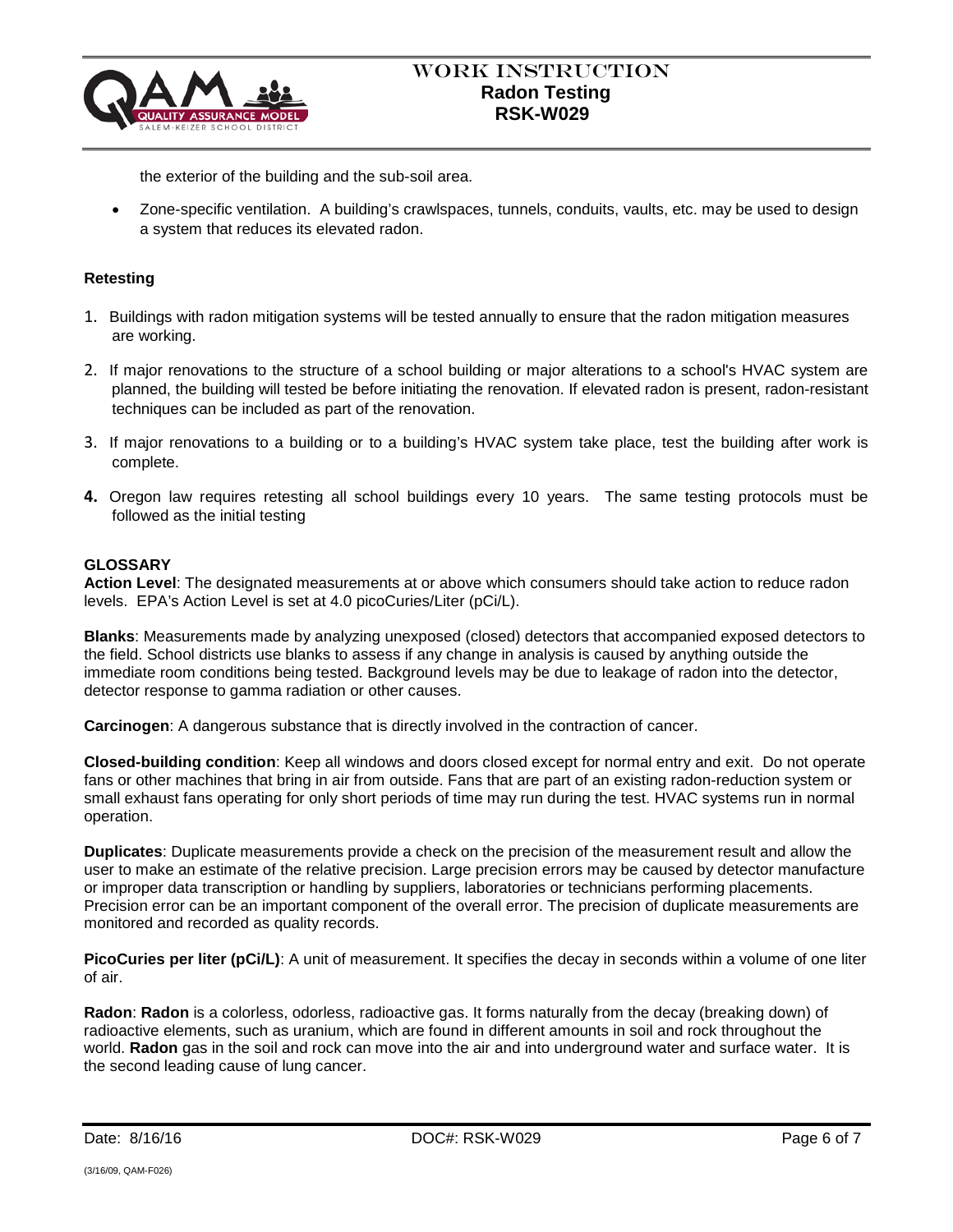the exterior of the building and the sub-soil area.

- Zone-specific ventilation. A building's crawlspaces, tunnels, conduits, vaults, etc. may be used to design a system that reduces its elevated radon.

**Retesting**

1. Buildings with radon mitigation systems will be tested annually to ensure that the radon mitigation measures are working.
2. If major renovations to the structure of a school building or major alterations to a school's HVAC system are planned, the building will tested be before initiating the renovation. If elevated radon is present, radon-resistant techniques can be included as part of the renovation.
3. If major renovations to a building or to a building's HVAC system take place, test the building after work is complete.
4. Oregon law requires retesting all school buildings every 10 years. The same testing protocols must be followed as the initial testing

**GLOSSARY**

**Action Level**: The designated measurements at or above which consumers should take action to reduce radon levels. EPA's Action Level is set at 4.0 picoCuries/Liter (pCi/L).

**Blanks**: Measurements made by analyzing unexposed (closed) detectors that accompanied exposed detectors to the field. School districts use blanks to assess if any change in analysis is caused by anything outside the immediate room conditions being tested. Background levels may be due to leakage of radon into the detector, detector response to gamma radiation or other causes.

**Carcinogen**: A dangerous substance that is directly involved in the contraction of cancer.

**Closed-building condition**: Keep all windows and doors closed except for normal entry and exit. Do not operate fans or other machines that bring in air from outside. Fans that are part of an existing radon-reduction system or small exhaust fans operating for only short periods of time may run during the test. HVAC systems run in normal operation.

**Duplicates**: Duplicate measurements provide a check on the precision of the measurement result and allow the user to make an estimate of the relative precision. Large precision errors may be caused by detector manufacture or improper data transcription or handling by suppliers, laboratories or technicians performing placements. Precision error can be an important component of the overall error. The precision of duplicate measurements are monitored and recorded as quality records.

**PicoCuries per liter (pCi/L)**: A unit of measurement. It specifies the decay in seconds within a volume of one liter of air.

**Radon**: **Radon** is a colorless, odorless, radioactive gas. It forms naturally from the decay (breaking down) of radioactive elements, such as uranium, which are found in different amounts in soil and rock throughout the world. **Radon** gas in the soil and rock can move into the air and into underground water and surface water. It is the second leading cause of lung cancer.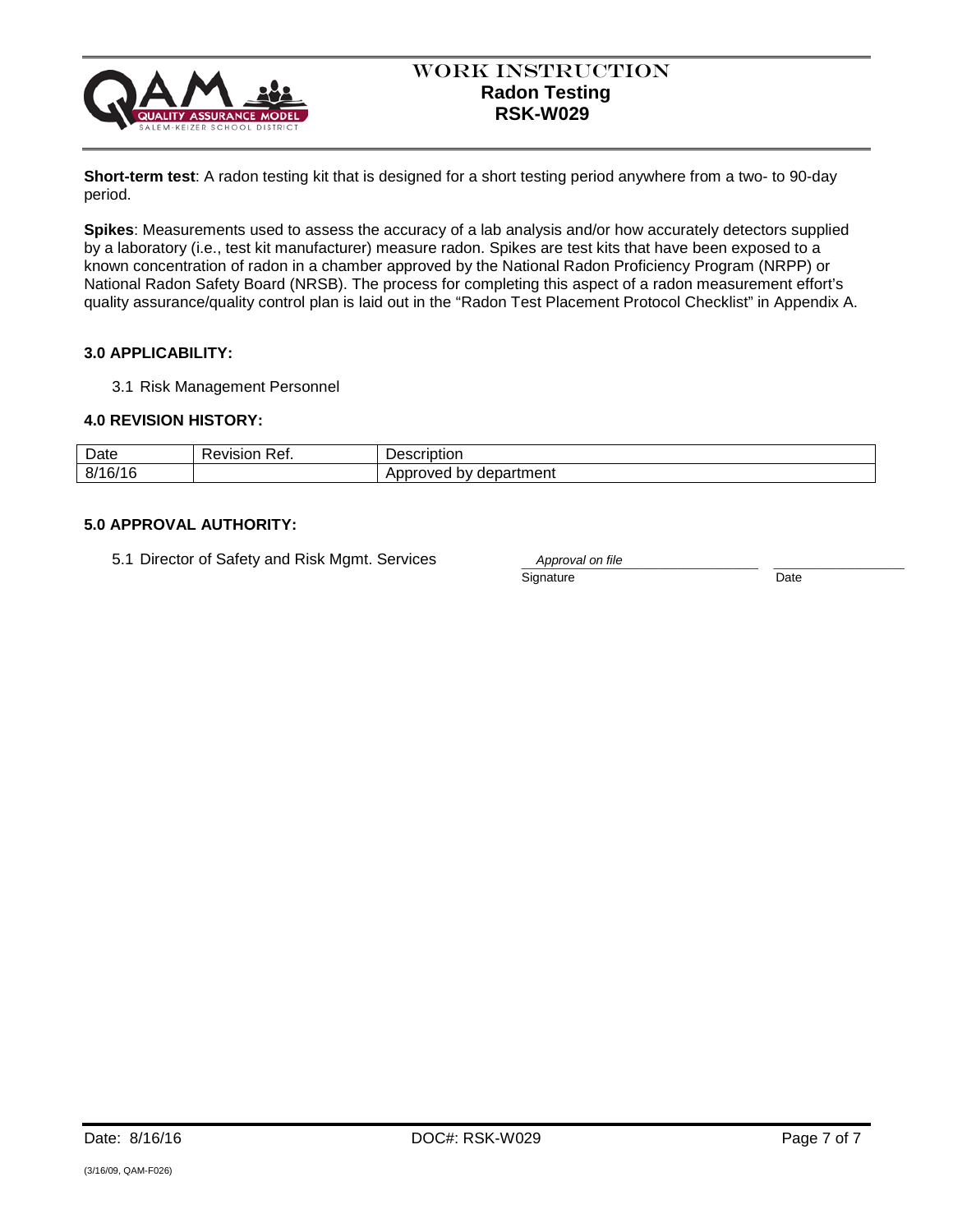**Short-term test**: A radon testing kit that is designed for a short testing period anywhere from a two- to 90-day period.

**Spikes**: Measurements used to assess the accuracy of a lab analysis and/or how accurately detectors supplied by a laboratory (i.e., test kit manufacturer) measure radon. Spikes are test kits that have been exposed to a known concentration of radon in a chamber approved by the National Radon Proficiency Program (NRPP) or National Radon Safety Board (NRSB). The process for completing this aspect of a radon measurement effort's quality assurance/quality control plan is laid out in the "Radon Test Placement Protocol Checklist" in Appendix A.

### 3.0 APPLICABILITY:

3.1 Risk Management Personnel

### 4.0 REVISION HISTORY:

| Date | Revision Ref. | Description |
|---|---|---|
| 8/16/16 | | Approved by department |

### 5.0 APPROVAL AUTHORITY:

5.1 Director of Safety and Risk Mgmt. Services

| *Approval on file* | |
|---|---|
| Signature | Date |